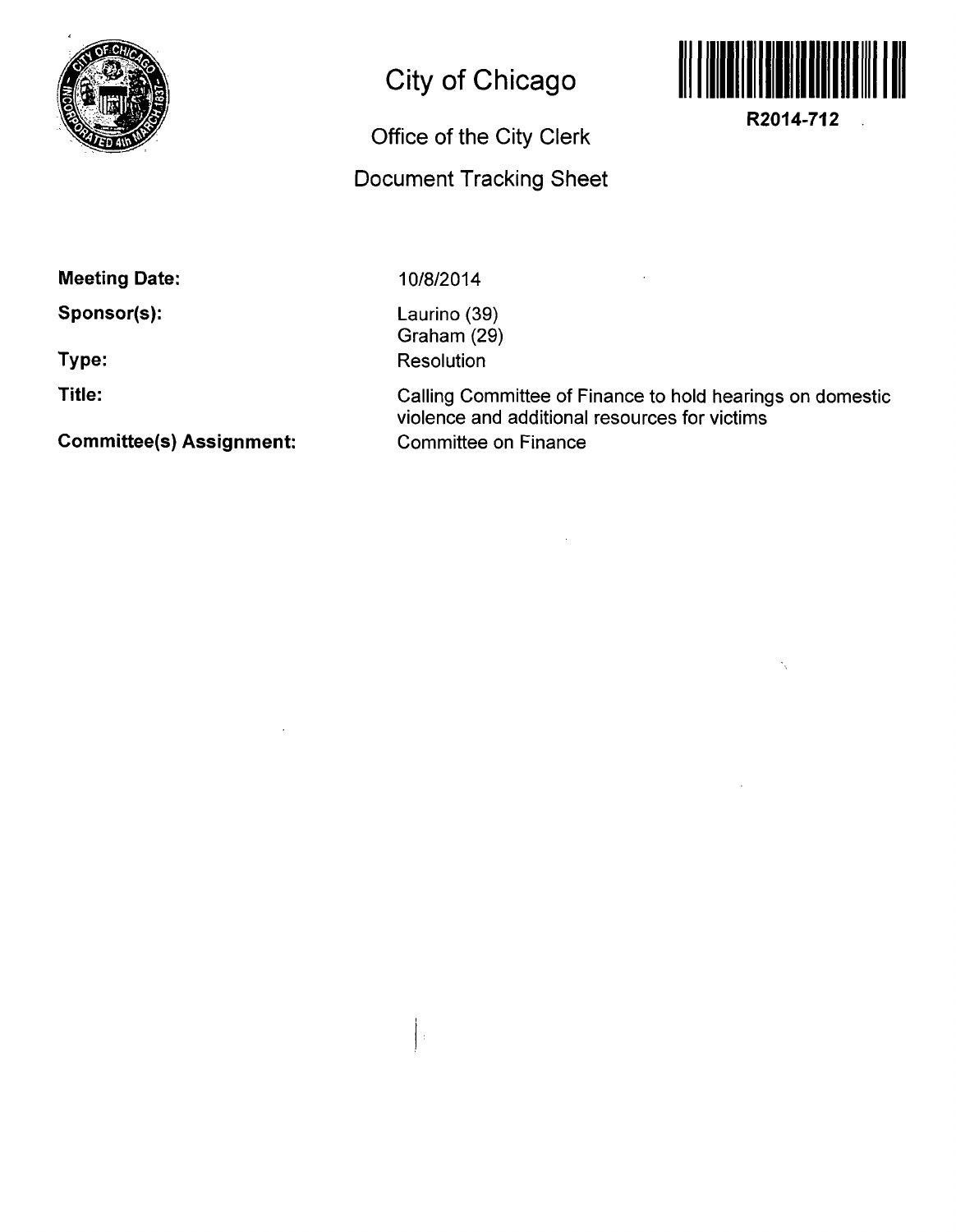# City of Chicago

## Office of the City Clerk

## Document Tracking Sheet

R2014-712

**Meeting Date:** 10/8/2014

**Sponsor(s):** Laurino (39)
Graham (29)

**Type:** Resolution

**Title:** Calling Committee of Finance to hold hearings on domestic violence and additional resources for victims

**Committee(s) Assignment:** Committee on Finance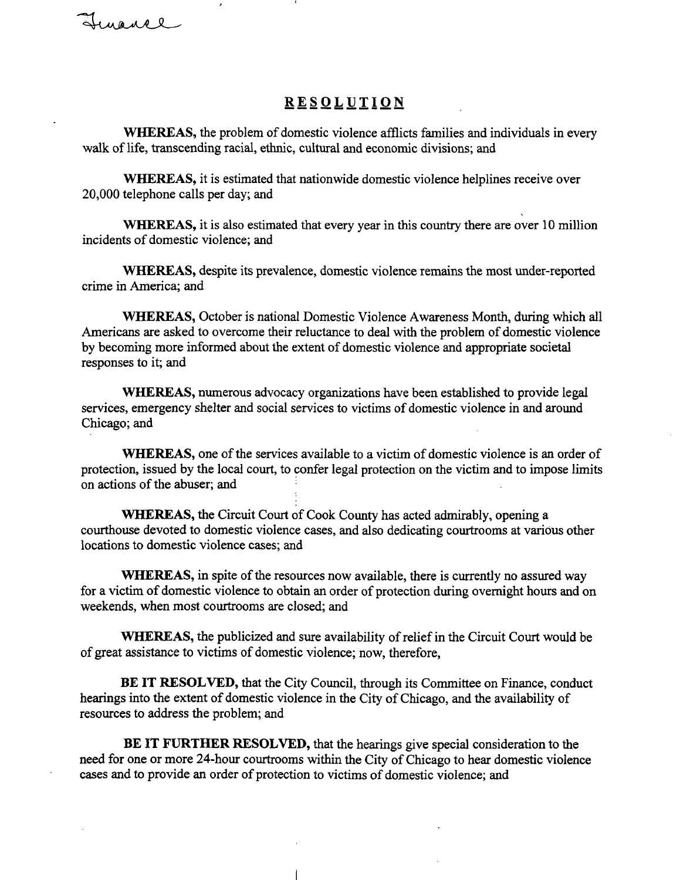Finance

# RESOLUTION

**WHEREAS,** the problem of domestic violence afflicts families and individuals in every walk of life, transcending racial, ethnic, cultural and economic divisions; and

**WHEREAS,** it is estimated that nationwide domestic violence helplines receive over 20,000 telephone calls per day; and

**WHEREAS,** it is also estimated that every year in this country there are over 10 million incidents of domestic violence; and

**WHEREAS,** despite its prevalence, domestic violence remains the most under-reported crime in America; and

**WHEREAS,** October is national Domestic Violence Awareness Month, during which all Americans are asked to overcome their reluctance to deal with the problem of domestic violence by becoming more informed about the extent of domestic violence and appropriate societal responses to it; and

**WHEREAS,** numerous advocacy organizations have been established to provide legal services, emergency shelter and social services to victims of domestic violence in and around Chicago; and

**WHEREAS,** one of the services available to a victim of domestic violence is an order of protection, issued by the local court, to confer legal protection on the victim and to impose limits on actions of the abuser; and

**WHEREAS,** the Circuit Court of Cook County has acted admirably, opening a courthouse devoted to domestic violence cases, and also dedicating courtrooms at various other locations to domestic violence cases; and

**WHEREAS,** in spite of the resources now available, there is currently no assured way for a victim of domestic violence to obtain an order of protection during overnight hours and on weekends, when most courtrooms are closed; and

**WHEREAS,** the publicized and sure availability of relief in the Circuit Court would be of great assistance to victims of domestic violence; now, therefore,

**BE IT RESOLVED,** that the City Council, through its Committee on Finance, conduct hearings into the extent of domestic violence in the City of Chicago, and the availability of resources to address the problem; and

**BE IT FURTHER RESOLVED,** that the hearings give special consideration to the need for one or more 24-hour courtrooms within the City of Chicago to hear domestic violence cases and to provide an order of protection to victims of domestic violence; and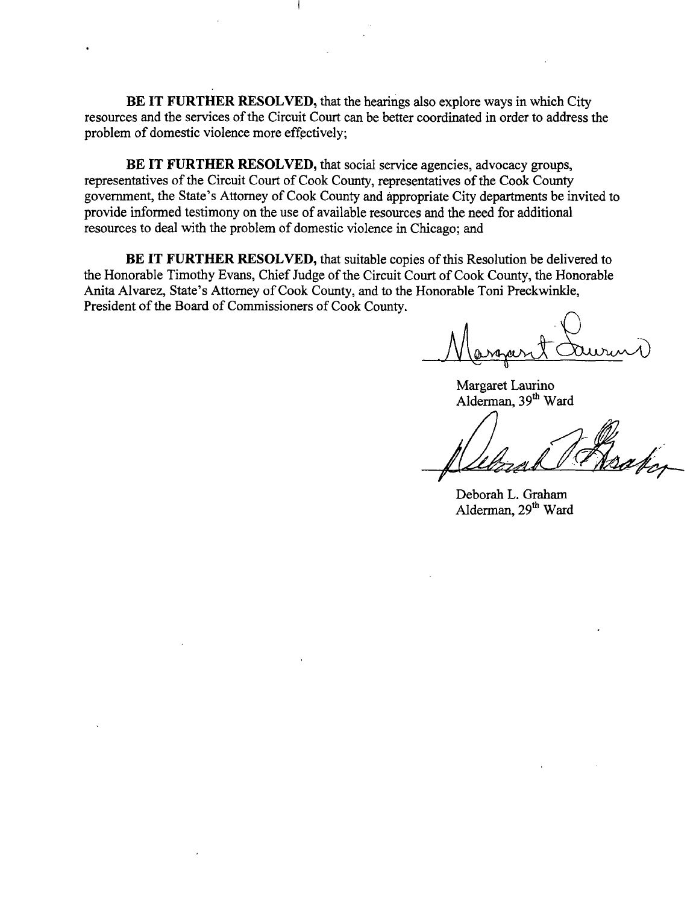**BE IT FURTHER RESOLVED,** that the hearings also explore ways in which City resources and the services of the Circuit Court can be better coordinated in order to address the problem of domestic violence more effectively;

**BE IT FURTHER RESOLVED,** that social service agencies, advocacy groups, representatives of the Circuit Court of Cook County, representatives of the Cook County government, the State's Attorney of Cook County and appropriate City departments be invited to provide informed testimony on the use of available resources and the need for additional resources to deal with the problem of domestic violence in Chicago; and

**BE IT FURTHER RESOLVED,** that suitable copies of this Resolution be delivered to the Honorable Timothy Evans, Chief Judge of the Circuit Court of Cook County, the Honorable Anita Alvarez, State's Attorney of Cook County, and to the Honorable Toni Preckwinkle, President of the Board of Commissioners of Cook County.

Margaret Laurino
Alderman, 39th Ward

Deborah L. Graham
Alderman, 29th Ward